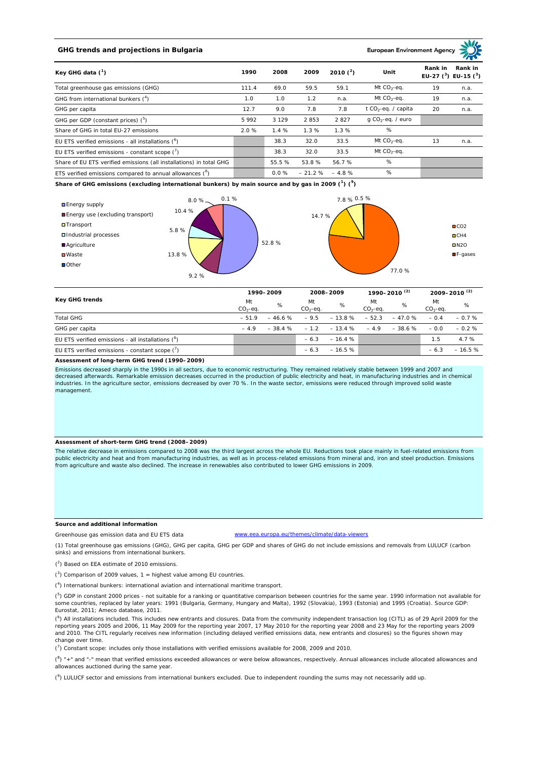## GHG trends and projections in Bulgaria

European Environment Agency

| Key GHG data [1] | 1990 | 2008 | 2009 | 2010 [2] | Unit | Rank in EU-27 [3] | Rank in EU-15 [3] |
|---|---|---|---|---|---|---|---|
| Total greenhouse gas emissions (GHG) | 111.4 | 69.0 | 59.5 | 59.1 | Mt $CO_2$-eq. | 19 | n.a. |
| GHG from international bunkers [4] | 1.0 | 1.0 | 1.2 | n.a. | Mt $CO_2$-eq. | 19 | n.a. |
| GHG per capita | 12.7 | 9.0 | 7.8 | 7.8 | t $CO_2$-eq. / capita | 20 | n.a. |
| GHG per GDP (constant prices) [5] | 5 992 | 3 129 | 2 853 | 2 827 | g $CO_2$-eq. / euro | | |
| Share of GHG in total EU-27 emissions | 2.0 % | 1.4 % | 1.3 % | 1.3 % | % | | |
| EU ETS verified emissions - all installations [6] | | 38.3 | 32.0 | 33.5 | Mt $CO_2$-eq. | 13 | n.a. |
| EU ETS verified emissions - constant scope [7] | | 38.3 | 32.0 | 33.5 | Mt $CO_2$-eq. | | |
| Share of EU ETS verified emissions (all installations) in total GHG | | 55.5 % | 53.8 % | 56.7 % | % | | |
| ETS verified emissions compared to annual allowances [8] | | 0.0 % | – 21.2 % | – 4.8 % | % | | |

**Share of GHG emissions (excluding international bunkers) by main source and by gas in 2009 [1] [9]**

Energy supply
Energy use (excluding transport)
Transport
Industrial processes
Agriculture
Waste
Other

52.8 %
9.2 %
13.8 %
5.8 %
10.4 %
8.0 %
0.1 %

CO2
CH4
N2O
F-gases

77.0 %
14.7 %
7.8 %
0.5 %

| Key GHG trends | 1990–2009 | | 2008–2009 | | 1990–2010 [2] | | 2009–2010 [2] | |
|---|---|---|---|---|---|---|---|---|
| | Mt $CO_2$-eq. | % | Mt $CO_2$-eq. | % | Mt $CO_2$-eq. | % | Mt $CO_2$-eq. | % |
| Total GHG | – 51.9 | – 46.6 % | – 9.5 | – 13.8 % | – 52.3 | – 47.0 % | – 0.4 | – 0.7 % |
| GHG per capita | – 4.9 | – 38.4 % | – 1.2 | – 13.4 % | – 4.9 | – 38.6 % | – 0.0 | – 0.2 % |
| EU ETS verified emissions - all installations [6] | | | – 6.3 | – 16.4 % | | | 1.5 | 4.7 % |
| EU ETS verified emissions - constant scope [7] | | | – 6.3 | – 16.5 % | | | – 6.3 | – 16.5 % |

**Assessment of long-term GHG trend (1990–2009)**

Emissions decreased sharply in the 1990s in all sectors, due to economic restructuring. They remained relatively stable between 1999 and 2007 and decreased afterwards. Remarkable emission decreases occurred in the production of public electricity and heat, in manufacturing industries and in chemical industries. In the agriculture sector, emissions decreased by over 70 %. In the waste sector, emissions were reduced through improved solid waste management.

**Assessment of short-term GHG trend (2008–2009)**

The relative decrease in emissions compared to 2008 was the third largest across the whole EU. Reductions took place mainly in fuel-related emissions from public electricity and heat and from manufacturing industries, as well as in process-related emissions from mineral and, iron and steel production. Emissions from agriculture and waste also declined. The increase in renewables also contributed to lower GHG emissions in 2009.

**Source and additional information**

Greenhouse gas emission data and EU ETS data www.eea.europa.eu/themes/climate/data-viewers

(1) Total greenhouse gas emissions (GHG), GHG per capita, GHG per GDP and shares of GHG do not include emissions and removals from LULUCF (carbon sinks) and emissions from international bunkers.

(2) Based on EEA estimate of 2010 emissions.

(3) Comparison of 2009 values, 1 = highest value among EU countries.

(4) International bunkers: international aviation and international maritime transport.

(5) GDP in constant 2000 prices - not suitable for a ranking or quantitative comparison between countries for the same year. 1990 information not available for some countries, replaced by later years: 1991 (Bulgaria, Germany, Hungary and Malta), 1992 (Slovakia), 1993 (Estonia) and 1995 (Croatia). Source GDP: Eurostat, 2011; Ameco database, 2011.

(6) All installations included. This includes new entrants and closures. Data from the community independent transaction log (CITL) as of 29 April 2009 for the reporting years 2005 and 2006, 11 May 2009 for the reporting year 2007, 17 May 2010 for the reporting year 2008 and 23 May for the reporting years 2009 and 2010. The CITL regularly receives new information (including delayed verified emissions data, new entrants and closures) so the figures shown may change over time.

(7) Constant scope: includes only those installations with verified emissions available for 2008, 2009 and 2010.

(8) "+" and "-" mean that verified emissions exceeded allowances or were below allowances, respectively. Annual allowances include allocated allowances and allowances auctioned during the same year.

(9) LULUCF sector and emissions from international bunkers excluded. Due to independent rounding the sums may not necessarily add up.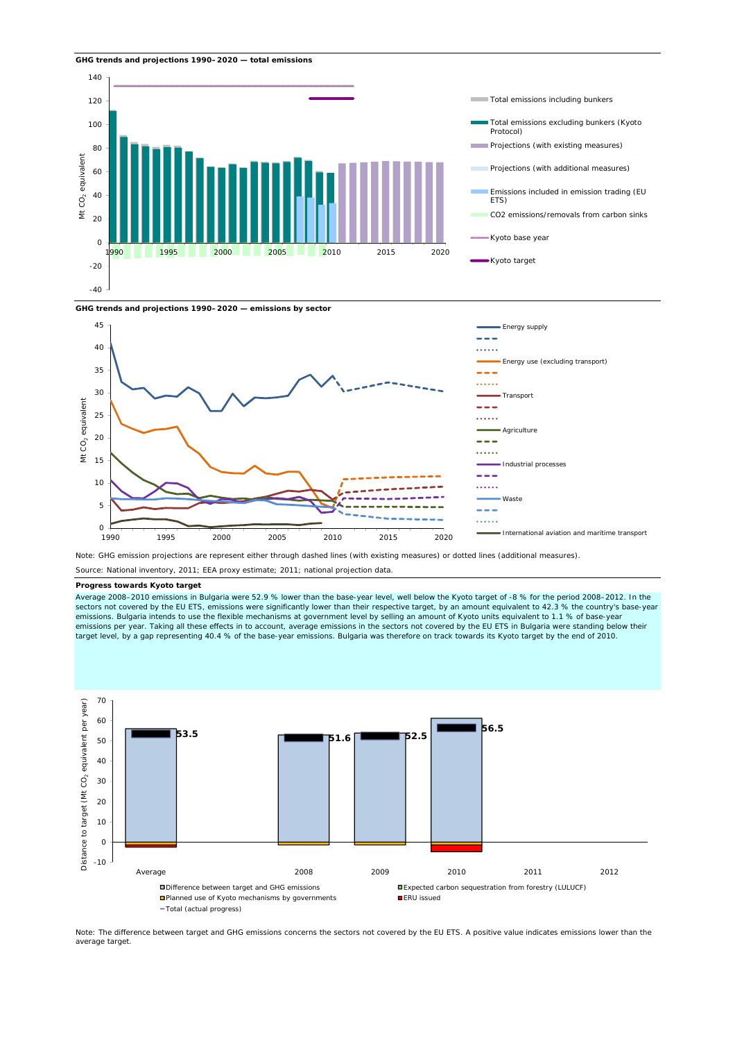**GHG trends and projections 1990–2020 — total emissions**

140
120
100
80
60
40
20
0
-20
-40

Mt $CO_2$ equivalent

1990 1995 2000 2005 2010 2015 2020

Total emissions including bunkers

Total emissions excluding bunkers (Kyoto Protocol)

Projections (with existing measures)

Projections (with additional measures)

Emissions included in emission trading (EU ETS)

CO2 emissions/removals from carbon sinks

Kyoto base year

Kyoto target

**GHG trends and projections 1990–2020 — emissions by sector**

45
40
35
30
25
20
15
10
5
0

Mt $CO_2$ equivalent

1990 1995 2000 2005 2010 2015 2020

Energy supply

Energy use (excluding transport)

Transport

Agriculture

Industrial processes

Waste

International aviation and maritime transport

Note: GHG emission projections are represent either through dashed lines (with existing measures) or dotted lines (additional measures).

Source: National inventory, 2011; EEA proxy estimate; 2011; national projection data.

**Progress towards Kyoto target**

Average 2008–2010 emissions in Bulgaria were 52.9 % lower than the base-year level, well below the Kyoto target of -8 % for the period 2008–2012. In the sectors not covered by the EU ETS, emissions were significantly lower than their respective target, by an amount equivalent to 42.3 % the country's base-year emissions. Bulgaria intends to use the flexible mechanisms at government level by selling an amount of Kyoto units equivalent to 1.1 % of base-year emissions per year. Taking all these effects in to account, average emissions in the sectors not covered by the EU ETS in Bulgaria were standing below their target level, by a gap representing 40.4 % of the base-year emissions. Bulgaria was therefore on track towards its Kyoto target by the end of 2010.

70
60
50
40
30
20
10
0
-10

Distance to target (Mt $CO_2$ equivalent per year)

53.5
51.6
52.5
56.5

Average 2008 2009 2010 2011 2012

Difference between target and GHG emissions

Expected carbon sequestration from forestry (LULUCF)

Planned use of Kyoto mechanisms by governments

ERU issued

Total (actual progress)

Note: The difference between target and GHG emissions concerns the sectors not covered by the EU ETS. A positive value indicates emissions lower than the average target.